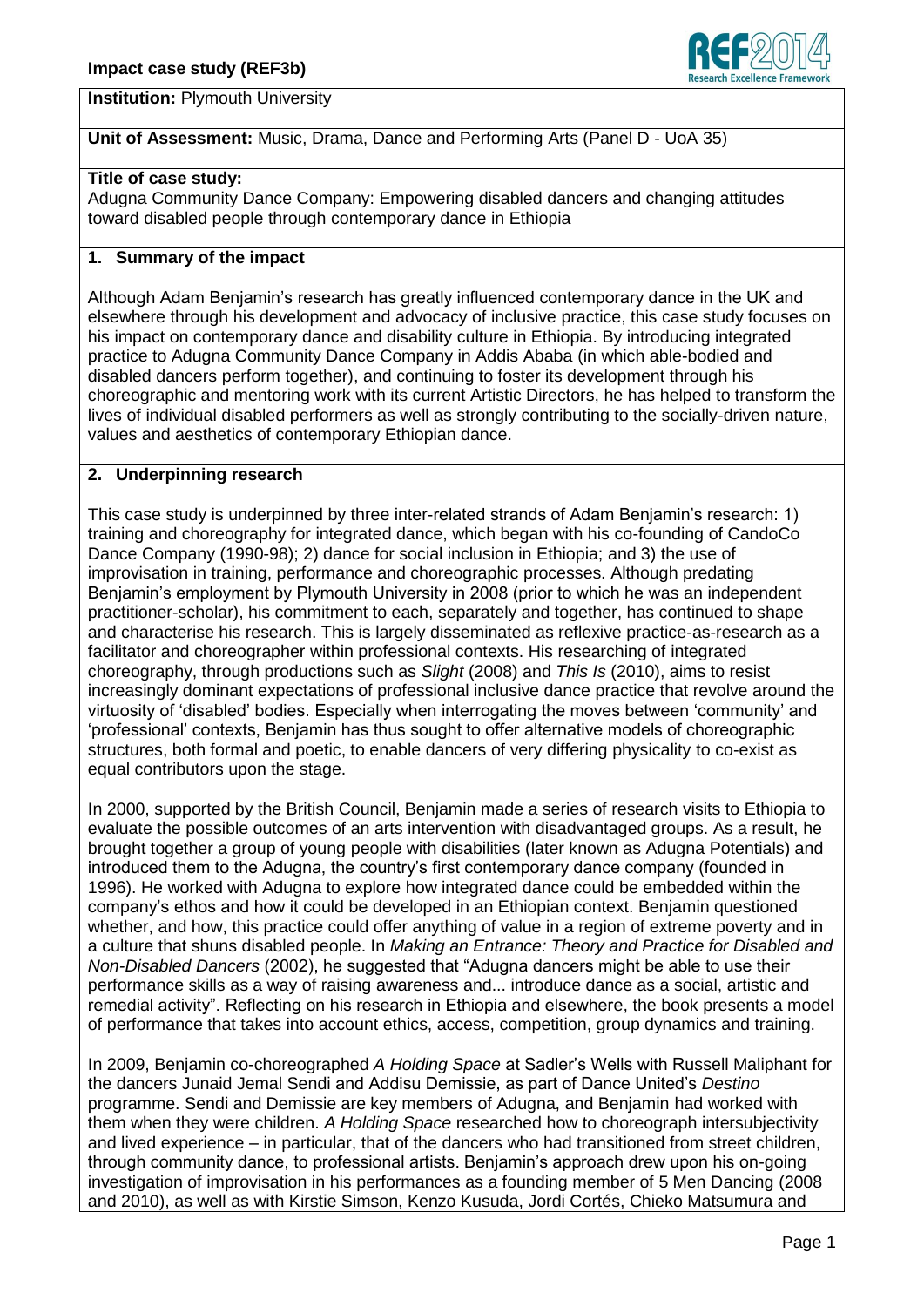**Institution:** Plymouth University

**Unit of Assessment:** Music, Drama, Dance and Performing Arts (Panel D - UoA 35)

**Title of case study:**
Adugna Community Dance Company: Empowering disabled dancers and changing attitudes toward disabled people through contemporary dance in Ethiopia

## 1. Summary of the impact

Although Adam Benjamin's research has greatly influenced contemporary dance in the UK and elsewhere through his development and advocacy of inclusive practice, this case study focuses on his impact on contemporary dance and disability culture in Ethiopia. By introducing integrated practice to Adugna Community Dance Company in Addis Ababa (in which able-bodied and disabled dancers perform together), and continuing to foster its development through his choreographic and mentoring work with its current Artistic Directors, he has helped to transform the lives of individual disabled performers as well as strongly contributing to the socially-driven nature, values and aesthetics of contemporary Ethiopian dance.

## 2. Underpinning research

This case study is underpinned by three inter-related strands of Adam Benjamin's research: 1) training and choreography for integrated dance, which began with his co-founding of CandoCo Dance Company (1990-98); 2) dance for social inclusion in Ethiopia; and 3) the use of improvisation in training, performance and choreographic processes. Although predating Benjamin's employment by Plymouth University in 2008 (prior to which he was an independent practitioner-scholar), his commitment to each, separately and together, has continued to shape and characterise his research. This is largely disseminated as reflexive practice-as-research as a facilitator and choreographer within professional contexts. His researching of integrated choreography, through productions such as *Slight* (2008) and *This Is* (2010), aims to resist increasingly dominant expectations of professional inclusive dance practice that revolve around the virtuosity of 'disabled' bodies. Especially when interrogating the moves between 'community' and 'professional' contexts, Benjamin has thus sought to offer alternative models of choreographic structures, both formal and poetic, to enable dancers of very differing physicality to co-exist as equal contributors upon the stage.

In 2000, supported by the British Council, Benjamin made a series of research visits to Ethiopia to evaluate the possible outcomes of an arts intervention with disadvantaged groups. As a result, he brought together a group of young people with disabilities (later known as Adugna Potentials) and introduced them to the Adugna, the country's first contemporary dance company (founded in 1996). He worked with Adugna to explore how integrated dance could be embedded within the company's ethos and how it could be developed in an Ethiopian context. Benjamin questioned whether, and how, this practice could offer anything of value in a region of extreme poverty and in a culture that shuns disabled people. In *Making an Entrance: Theory and Practice for Disabled and Non-Disabled Dancers* (2002), he suggested that "Adugna dancers might be able to use their performance skills as a way of raising awareness and... introduce dance as a social, artistic and remedial activity". Reflecting on his research in Ethiopia and elsewhere, the book presents a model of performance that takes into account ethics, access, competition, group dynamics and training.

In 2009, Benjamin co-choreographed *A Holding Space* at Sadler's Wells with Russell Maliphant for the dancers Junaid Jemal Sendi and Addisu Demissie, as part of Dance United's *Destino* programme. Sendi and Demissie are key members of Adugna, and Benjamin had worked with them when they were children. *A Holding Space* researched how to choreograph intersubjectivity and lived experience – in particular, that of the dancers who had transitioned from street children, through community dance, to professional artists. Benjamin's approach drew upon his on-going investigation of improvisation in his performances as a founding member of 5 Men Dancing (2008 and 2010), as well as with Kirstie Simson, Kenzo Kusuda, Jordi Cortés, Chieko Matsumura and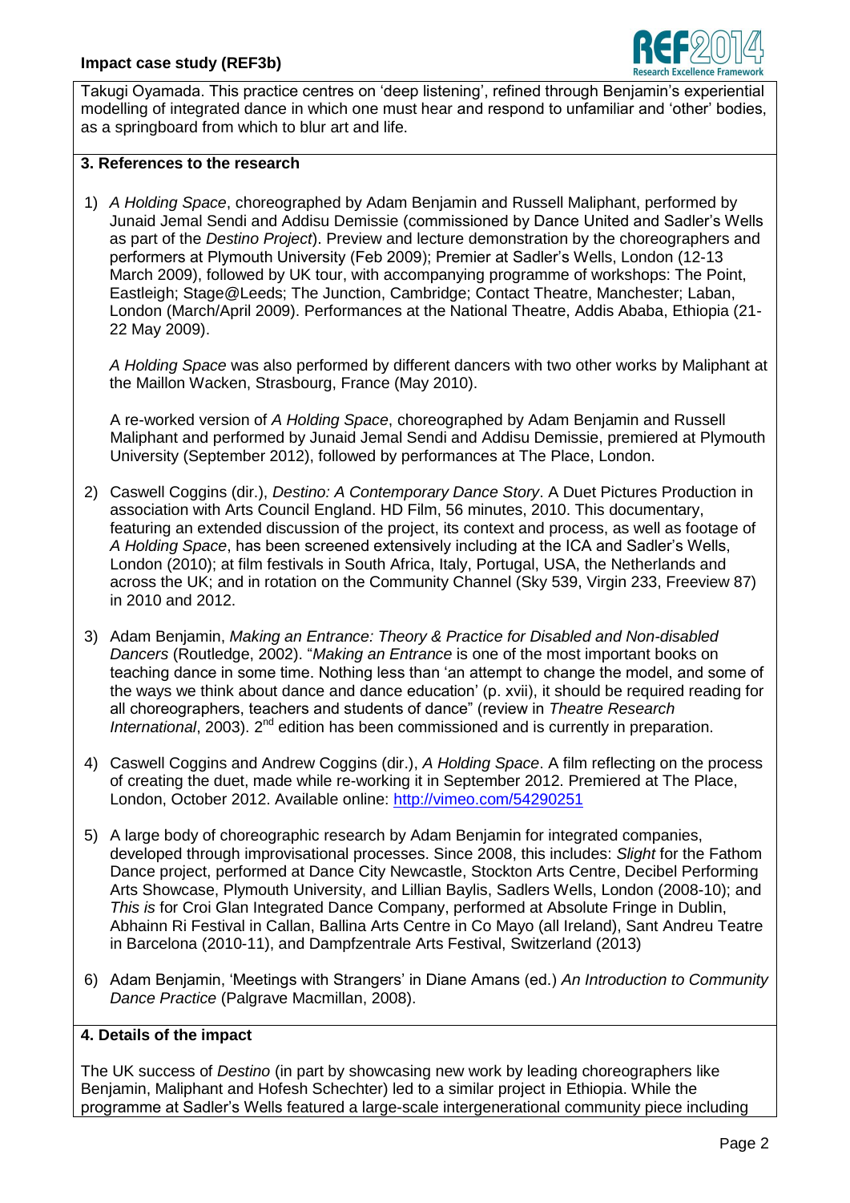Takugi Oyamada. This practice centres on 'deep listening', refined through Benjamin's experiential modelling of integrated dance in which one must hear and respond to unfamiliar and 'other' bodies, as a springboard from which to blur art and life.

## 3. References to the research

1) *A Holding Space*, choreographed by Adam Benjamin and Russell Maliphant, performed by Junaid Jemal Sendi and Addisu Demissie (commissioned by Dance United and Sadler's Wells as part of the *Destino Project*). Preview and lecture demonstration by the choreographers and performers at Plymouth University (Feb 2009); Premier at Sadler's Wells, London (12-13 March 2009), followed by UK tour, with accompanying programme of workshops: The Point, Eastleigh; Stage@Leeds; The Junction, Cambridge; Contact Theatre, Manchester; Laban, London (March/April 2009). Performances at the National Theatre, Addis Ababa, Ethiopia (21-22 May 2009).

   *A Holding Space* was also performed by different dancers with two other works by Maliphant at the Maillon Wacken, Strasbourg, France (May 2010).

   A re-worked version of *A Holding Space*, choreographed by Adam Benjamin and Russell Maliphant and performed by Junaid Jemal Sendi and Addisu Demissie, premiered at Plymouth University (September 2012), followed by performances at The Place, London.

2) Caswell Coggins (dir.), *Destino: A Contemporary Dance Story*. A Duet Pictures Production in association with Arts Council England. HD Film, 56 minutes, 2010. This documentary, featuring an extended discussion of the project, its context and process, as well as footage of *A Holding Space*, has been screened extensively including at the ICA and Sadler's Wells, London (2010); at film festivals in South Africa, Italy, Portugal, USA, the Netherlands and across the UK; and in rotation on the Community Channel (Sky 539, Virgin 233, Freeview 87) in 2010 and 2012.

3) Adam Benjamin, *Making an Entrance: Theory & Practice for Disabled and Non-disabled Dancers* (Routledge, 2002). "*Making an Entrance* is one of the most important books on teaching dance in some time. Nothing less than 'an attempt to change the model, and some of the ways we think about dance and dance education' (p. xvii), it should be required reading for all choreographers, teachers and students of dance" (review in *Theatre Research International*, 2003). 2nd edition has been commissioned and is currently in preparation.

4) Caswell Coggins and Andrew Coggins (dir.), *A Holding Space*. A film reflecting on the process of creating the duet, made while re-working it in September 2012. Premiered at The Place, London, October 2012. Available online: http://vimeo.com/54290251

5) A large body of choreographic research by Adam Benjamin for integrated companies, developed through improvisational processes. Since 2008, this includes: *Slight* for the Fathom Dance project, performed at Dance City Newcastle, Stockton Arts Centre, Decibel Performing Arts Showcase, Plymouth University, and Lillian Baylis, Sadlers Wells, London (2008-10); and *This is* for Croi Glan Integrated Dance Company, performed at Absolute Fringe in Dublin, Abhainn Ri Festival in Callan, Ballina Arts Centre in Co Mayo (all Ireland), Sant Andreu Teatre in Barcelona (2010-11), and Dampfzentrale Arts Festival, Switzerland (2013)

6) Adam Benjamin, 'Meetings with Strangers' in Diane Amans (ed.) *An Introduction to Community Dance Practice* (Palgrave Macmillan, 2008).

## 4. Details of the impact

The UK success of *Destino* (in part by showcasing new work by leading choreographers like Benjamin, Maliphant and Hofesh Schechter) led to a similar project in Ethiopia. While the programme at Sadler's Wells featured a large-scale intergenerational community piece including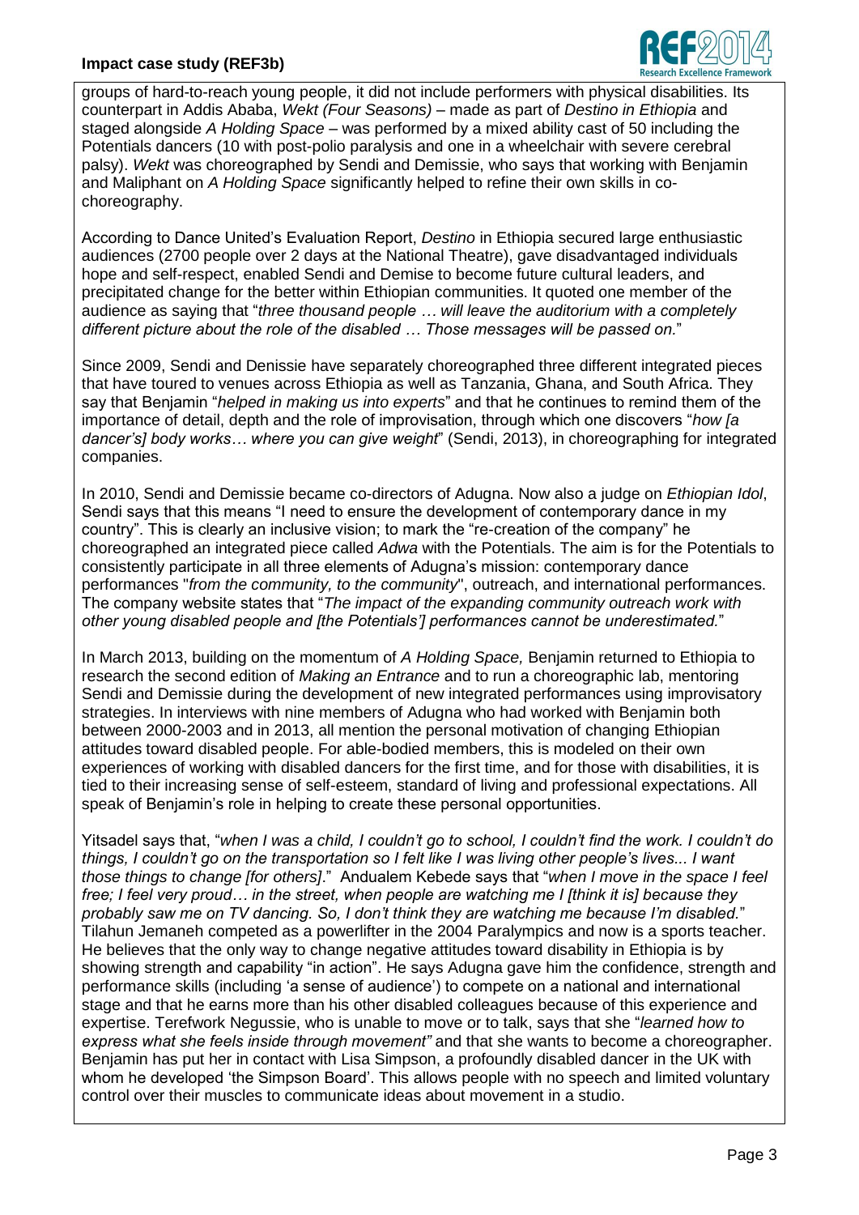groups of hard-to-reach young people, it did not include performers with physical disabilities. Its counterpart in Addis Ababa, *Wekt (Four Seasons)* – made as part of *Destino in Ethiopia* and staged alongside *A Holding Space* – was performed by a mixed ability cast of 50 including the Potentials dancers (10 with post-polio paralysis and one in a wheelchair with severe cerebral palsy). *Wekt* was choreographed by Sendi and Demissie, who says that working with Benjamin and Maliphant on *A Holding Space* significantly helped to refine their own skills in co-choreography.

According to Dance United's Evaluation Report, *Destino* in Ethiopia secured large enthusiastic audiences (2700 people over 2 days at the National Theatre), gave disadvantaged individuals hope and self-respect, enabled Sendi and Demise to become future cultural leaders, and precipitated change for the better within Ethiopian communities. It quoted one member of the audience as saying that "*three thousand people … will leave the auditorium with a completely different picture about the role of the disabled … Those messages will be passed on.*"

Since 2009, Sendi and Denissie have separately choreographed three different integrated pieces that have toured to venues across Ethiopia as well as Tanzania, Ghana, and South Africa. They say that Benjamin "*helped in making us into experts*" and that he continues to remind them of the importance of detail, depth and the role of improvisation, through which one discovers "*how [a dancer's] body works… where you can give weight*" (Sendi, 2013), in choreographing for integrated companies.

In 2010, Sendi and Demissie became co-directors of Adugna. Now also a judge on *Ethiopian Idol*, Sendi says that this means "I need to ensure the development of contemporary dance in my country". This is clearly an inclusive vision; to mark the "re-creation of the company" he choreographed an integrated piece called *Adwa* with the Potentials. The aim is for the Potentials to consistently participate in all three elements of Adugna's mission: contemporary dance performances "*from the community, to the community*", outreach, and international performances. The company website states that "*The impact of the expanding community outreach work with other young disabled people and [the Potentials'] performances cannot be underestimated.*"

In March 2013, building on the momentum of *A Holding Space,* Benjamin returned to Ethiopia to research the second edition of *Making an Entrance* and to run a choreographic lab, mentoring Sendi and Demissie during the development of new integrated performances using improvisatory strategies. In interviews with nine members of Adugna who had worked with Benjamin both between 2000-2003 and in 2013, all mention the personal motivation of changing Ethiopian attitudes toward disabled people. For able-bodied members, this is modeled on their own experiences of working with disabled dancers for the first time, and for those with disabilities, it is tied to their increasing sense of self-esteem, standard of living and professional expectations. All speak of Benjamin's role in helping to create these personal opportunities.

Yitsadel says that, "*when I was a child, I couldn't go to school, I couldn't find the work. I couldn't do things, I couldn't go on the transportation so I felt like I was living other people's lives... I want those things to change [for others]*." Andualem Kebede says that "*when I move in the space I feel free; I feel very proud… in the street, when people are watching me I [think it is] because they probably saw me on TV dancing. So, I don't think they are watching me because I'm disabled.*" Tilahun Jemaneh competed as a powerlifter in the 2004 Paralympics and now is a sports teacher. He believes that the only way to change negative attitudes toward disability in Ethiopia is by showing strength and capability "in action". He says Adugna gave him the confidence, strength and performance skills (including 'a sense of audience') to compete on a national and international stage and that he earns more than his other disabled colleagues because of this experience and expertise. Terefwork Negussie, who is unable to move or to talk, says that she "*learned how to express what she feels inside through movement"* and that she wants to become a choreographer. Benjamin has put her in contact with Lisa Simpson, a profoundly disabled dancer in the UK with whom he developed 'the Simpson Board'. This allows people with no speech and limited voluntary control over their muscles to communicate ideas about movement in a studio.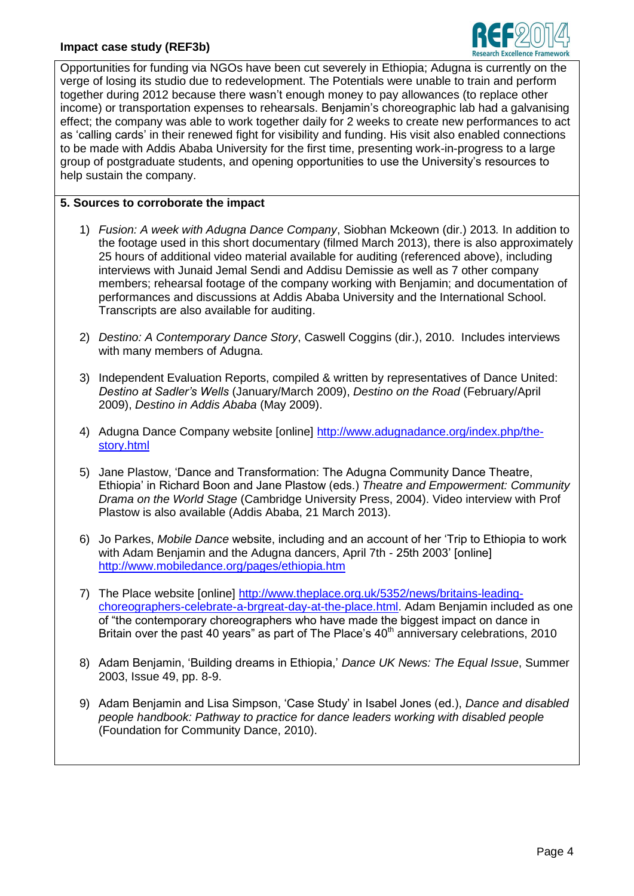Opportunities for funding via NGOs have been cut severely in Ethiopia; Adugna is currently on the verge of losing its studio due to redevelopment. The Potentials were unable to train and perform together during 2012 because there wasn't enough money to pay allowances (to replace other income) or transportation expenses to rehearsals. Benjamin's choreographic lab had a galvanising effect; the company was able to work together daily for 2 weeks to create new performances to act as 'calling cards' in their renewed fight for visibility and funding. His visit also enabled connections to be made with Addis Ababa University for the first time, presenting work-in-progress to a large group of postgraduate students, and opening opportunities to use the University's resources to help sustain the company.

## 5. Sources to corroborate the impact

1) *Fusion: A week with Adugna Dance Company*, Siobhan Mckeown (dir.) 2013*.* In addition to the footage used in this short documentary (filmed March 2013), there is also approximately 25 hours of additional video material available for auditing (referenced above), including interviews with Junaid Jemal Sendi and Addisu Demissie as well as 7 other company members; rehearsal footage of the company working with Benjamin; and documentation of performances and discussions at Addis Ababa University and the International School. Transcripts are also available for auditing.

2) *Destino: A Contemporary Dance Story*, Caswell Coggins (dir.), 2010. Includes interviews with many members of Adugna.

3) Independent Evaluation Reports, compiled & written by representatives of Dance United: *Destino at Sadler's Wells* (January/March 2009), *Destino on the Road* (February/April 2009), *Destino in Addis Ababa* (May 2009).

4) Adugna Dance Company website [online] http://www.adugnadance.org/index.php/the-story.html

5) Jane Plastow, 'Dance and Transformation: The Adugna Community Dance Theatre, Ethiopia' in Richard Boon and Jane Plastow (eds.) *Theatre and Empowerment: Community Drama on the World Stage* (Cambridge University Press, 2004). Video interview with Prof Plastow is also available (Addis Ababa, 21 March 2013).

6) Jo Parkes, *Mobile Dance* website, including and an account of her 'Trip to Ethiopia to work with Adam Benjamin and the Adugna dancers, April 7th - 25th 2003' [online] http://www.mobiledance.org/pages/ethiopia.htm

7) The Place website [online] http://www.theplace.org.uk/5352/news/britains-leading-choreographers-celebrate-a-brgreat-day-at-the-place.html. Adam Benjamin included as one of "the contemporary choreographers who have made the biggest impact on dance in Britain over the past 40 years" as part of The Place's 40th anniversary celebrations, 2010

8) Adam Benjamin, 'Building dreams in Ethiopia,' *Dance UK News: The Equal Issue*, Summer 2003, Issue 49, pp. 8-9.

9) Adam Benjamin and Lisa Simpson, 'Case Study' in Isabel Jones (ed.), *Dance and disabled people handbook: Pathway to practice for dance leaders working with disabled people* (Foundation for Community Dance, 2010).